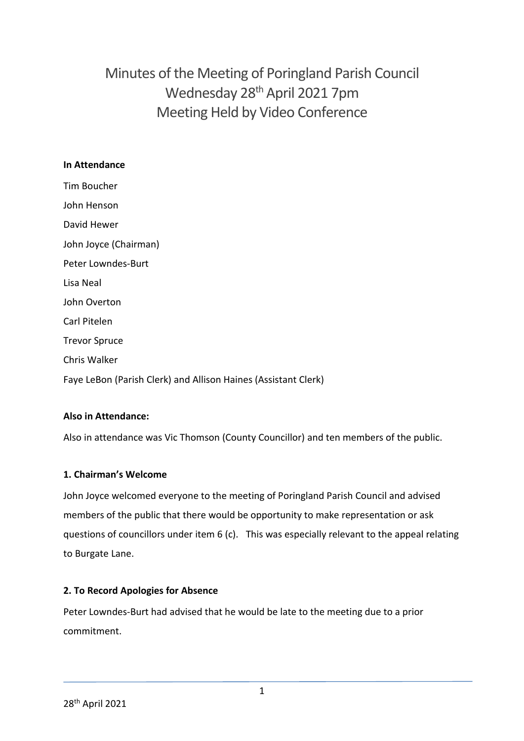# Minutes of the Meeting of Poringland Parish Council
# Wednesday 28th April 2021 7pm
# Meeting Held by Video Conference

**In Attendance**

Tim Boucher

John Henson

David Hewer

John Joyce (Chairman)

Peter Lowndes-Burt

Lisa Neal

John Overton

Carl Pitelen

Trevor Spruce

Chris Walker

Faye LeBon (Parish Clerk) and Allison Haines (Assistant Clerk)

**Also in Attendance:**

Also in attendance was Vic Thomson (County Councillor) and ten members of the public.

**1. Chairman's Welcome**

John Joyce welcomed everyone to the meeting of Poringland Parish Council and advised members of the public that there would be opportunity to make representation or ask questions of councillors under item 6 (c). This was especially relevant to the appeal relating to Burgate Lane.

**2. To Record Apologies for Absence**

Peter Lowndes-Burt had advised that he would be late to the meeting due to a prior commitment.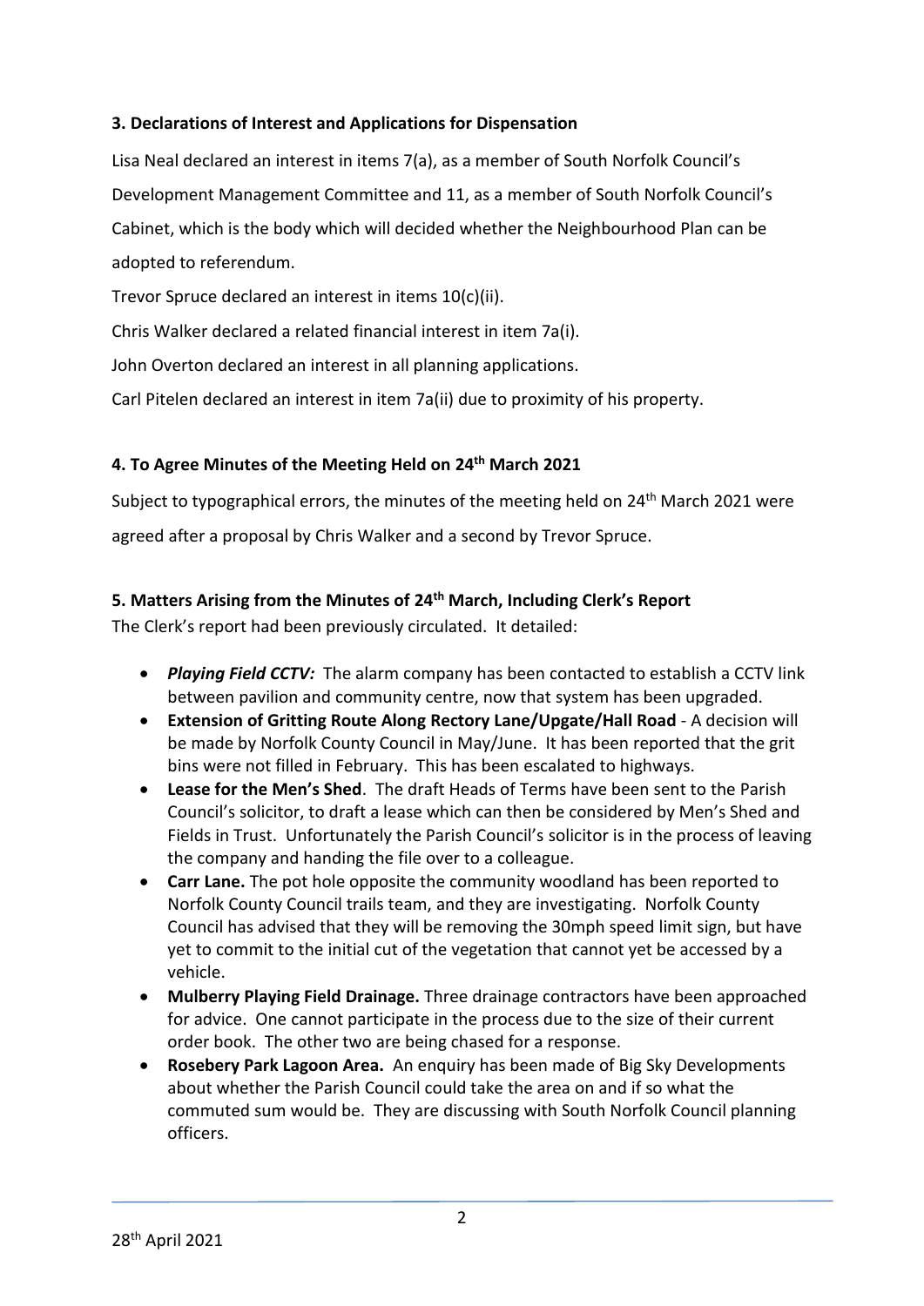### 3. Declarations of Interest and Applications for Dispensation

Lisa Neal declared an interest in items 7(a), as a member of South Norfolk Council's Development Management Committee and 11, as a member of South Norfolk Council's Cabinet, which is the body which will decided whether the Neighbourhood Plan can be adopted to referendum.

Trevor Spruce declared an interest in items 10(c)(ii).

Chris Walker declared a related financial interest in item 7a(i).

John Overton declared an interest in all planning applications.

Carl Pitelen declared an interest in item 7a(ii) due to proximity of his property.

### 4. To Agree Minutes of the Meeting Held on 24th March 2021

Subject to typographical errors, the minutes of the meeting held on 24th March 2021 were agreed after a proposal by Chris Walker and a second by Trevor Spruce.

### 5. Matters Arising from the Minutes of 24th March, Including Clerk's Report

The Clerk's report had been previously circulated. It detailed:

- ***Playing Field CCTV:*** The alarm company has been contacted to establish a CCTV link between pavilion and community centre, now that system has been upgraded.
- **Extension of Gritting Route Along Rectory Lane/Upgate/Hall Road** - A decision will be made by Norfolk County Council in May/June. It has been reported that the grit bins were not filled in February. This has been escalated to highways.
- **Lease for the Men's Shed**. The draft Heads of Terms have been sent to the Parish Council's solicitor, to draft a lease which can then be considered by Men's Shed and Fields in Trust. Unfortunately the Parish Council's solicitor is in the process of leaving the company and handing the file over to a colleague.
- **Carr Lane.** The pot hole opposite the community woodland has been reported to Norfolk County Council trails team, and they are investigating. Norfolk County Council has advised that they will be removing the 30mph speed limit sign, but have yet to commit to the initial cut of the vegetation that cannot yet be accessed by a vehicle.
- **Mulberry Playing Field Drainage.** Three drainage contractors have been approached for advice. One cannot participate in the process due to the size of their current order book. The other two are being chased for a response.
- **Rosebery Park Lagoon Area.** An enquiry has been made of Big Sky Developments about whether the Parish Council could take the area on and if so what the commuted sum would be. They are discussing with South Norfolk Council planning officers.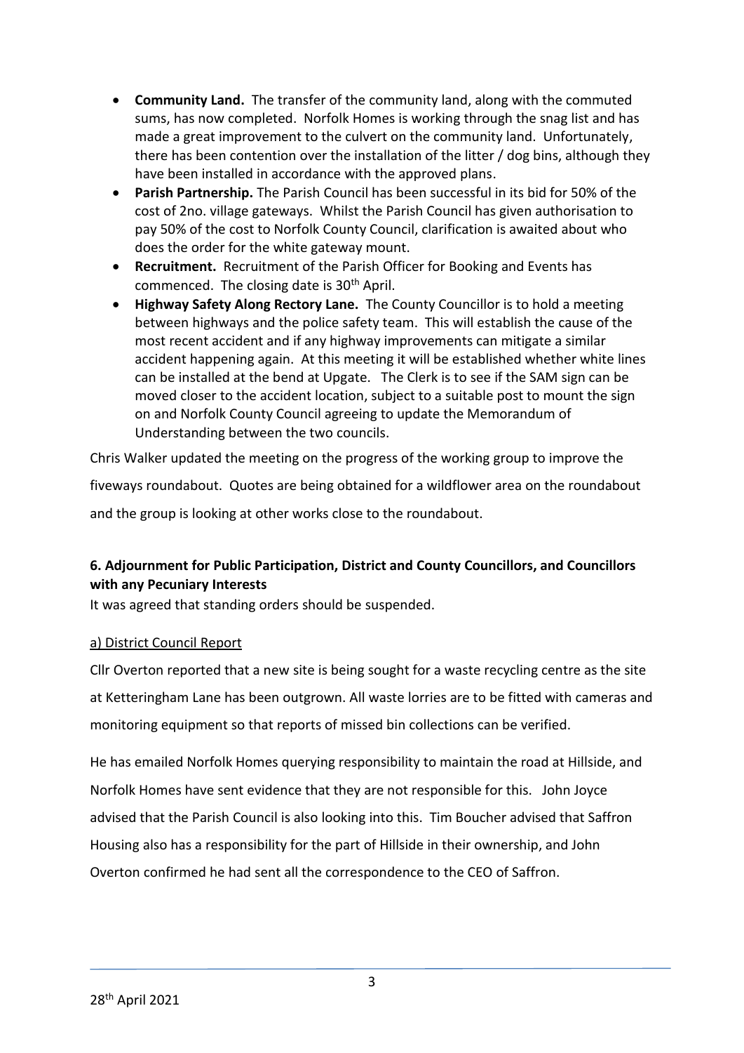- **Community Land.** The transfer of the community land, along with the commuted sums, has now completed. Norfolk Homes is working through the snag list and has made a great improvement to the culvert on the community land. Unfortunately, there has been contention over the installation of the litter / dog bins, although they have been installed in accordance with the approved plans.
- **Parish Partnership.** The Parish Council has been successful in its bid for 50% of the cost of 2no. village gateways. Whilst the Parish Council has given authorisation to pay 50% of the cost to Norfolk County Council, clarification is awaited about who does the order for the white gateway mount.
- **Recruitment.** Recruitment of the Parish Officer for Booking and Events has commenced. The closing date is 30th April.
- **Highway Safety Along Rectory Lane.** The County Councillor is to hold a meeting between highways and the police safety team. This will establish the cause of the most recent accident and if any highway improvements can mitigate a similar accident happening again. At this meeting it will be established whether white lines can be installed at the bend at Upgate. The Clerk is to see if the SAM sign can be moved closer to the accident location, subject to a suitable post to mount the sign on and Norfolk County Council agreeing to update the Memorandum of Understanding between the two councils.

Chris Walker updated the meeting on the progress of the working group to improve the fiveways roundabout. Quotes are being obtained for a wildflower area on the roundabout and the group is looking at other works close to the roundabout.

### 6. Adjournment for Public Participation, District and County Councillors, and Councillors with any Pecuniary Interests

It was agreed that standing orders should be suspended.

a) District Council Report

Cllr Overton reported that a new site is being sought for a waste recycling centre as the site at Ketteringham Lane has been outgrown. All waste lorries are to be fitted with cameras and monitoring equipment so that reports of missed bin collections can be verified.

He has emailed Norfolk Homes querying responsibility to maintain the road at Hillside, and Norfolk Homes have sent evidence that they are not responsible for this. John Joyce advised that the Parish Council is also looking into this. Tim Boucher advised that Saffron Housing also has a responsibility for the part of Hillside in their ownership, and John Overton confirmed he had sent all the correspondence to the CEO of Saffron.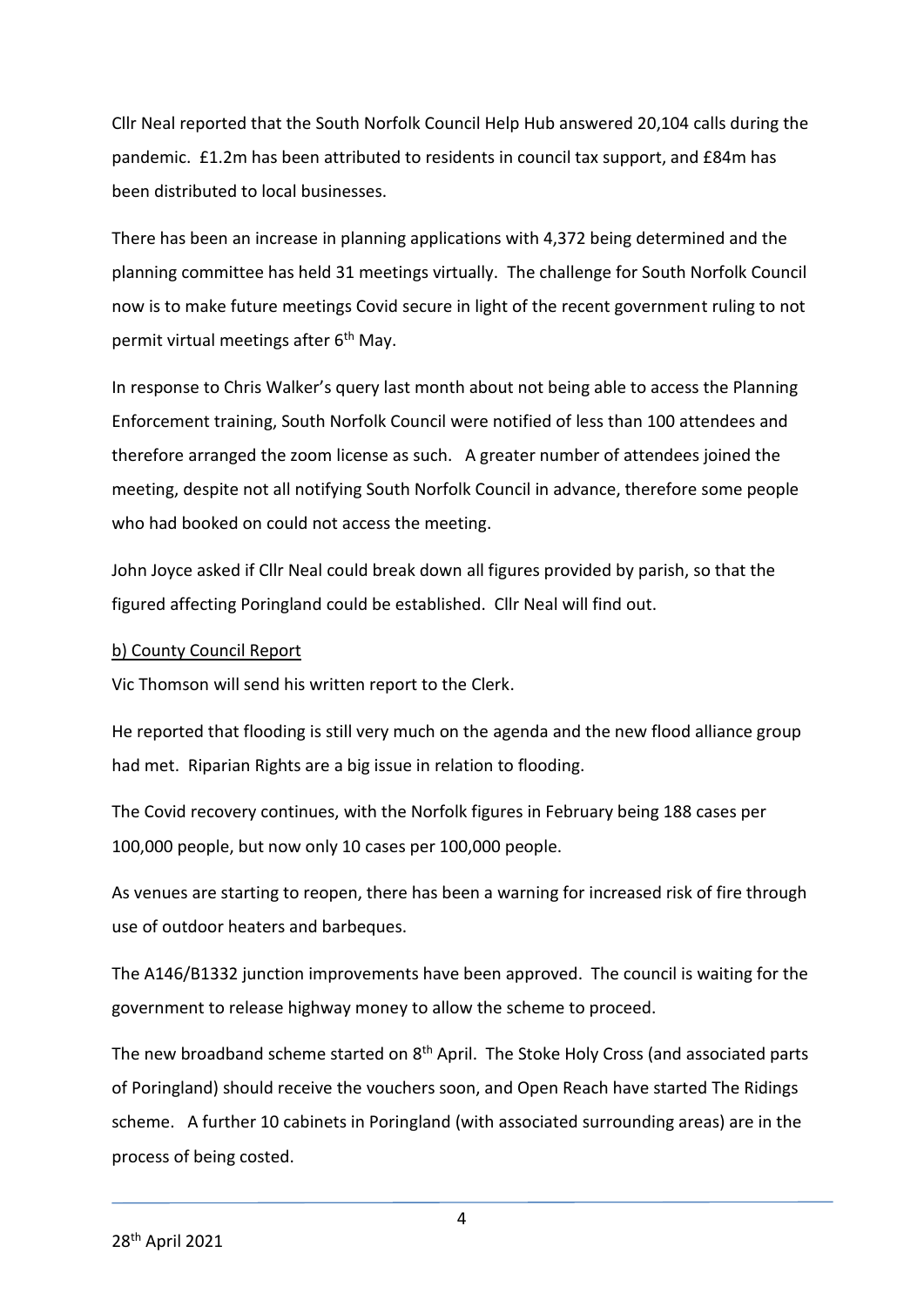Cllr Neal reported that the South Norfolk Council Help Hub answered 20,104 calls during the pandemic. £1.2m has been attributed to residents in council tax support, and £84m has been distributed to local businesses.

There has been an increase in planning applications with 4,372 being determined and the planning committee has held 31 meetings virtually. The challenge for South Norfolk Council now is to make future meetings Covid secure in light of the recent government ruling to not permit virtual meetings after 6th May.

In response to Chris Walker's query last month about not being able to access the Planning Enforcement training, South Norfolk Council were notified of less than 100 attendees and therefore arranged the zoom license as such. A greater number of attendees joined the meeting, despite not all notifying South Norfolk Council in advance, therefore some people who had booked on could not access the meeting.

John Joyce asked if Cllr Neal could break down all figures provided by parish, so that the figured affecting Poringland could be established. Cllr Neal will find out.

b) County Council Report

Vic Thomson will send his written report to the Clerk.

He reported that flooding is still very much on the agenda and the new flood alliance group had met. Riparian Rights are a big issue in relation to flooding.

The Covid recovery continues, with the Norfolk figures in February being 188 cases per 100,000 people, but now only 10 cases per 100,000 people.

As venues are starting to reopen, there has been a warning for increased risk of fire through use of outdoor heaters and barbeques.

The A146/B1332 junction improvements have been approved. The council is waiting for the government to release highway money to allow the scheme to proceed.

The new broadband scheme started on 8th April. The Stoke Holy Cross (and associated parts of Poringland) should receive the vouchers soon, and Open Reach have started The Ridings scheme. A further 10 cabinets in Poringland (with associated surrounding areas) are in the process of being costed.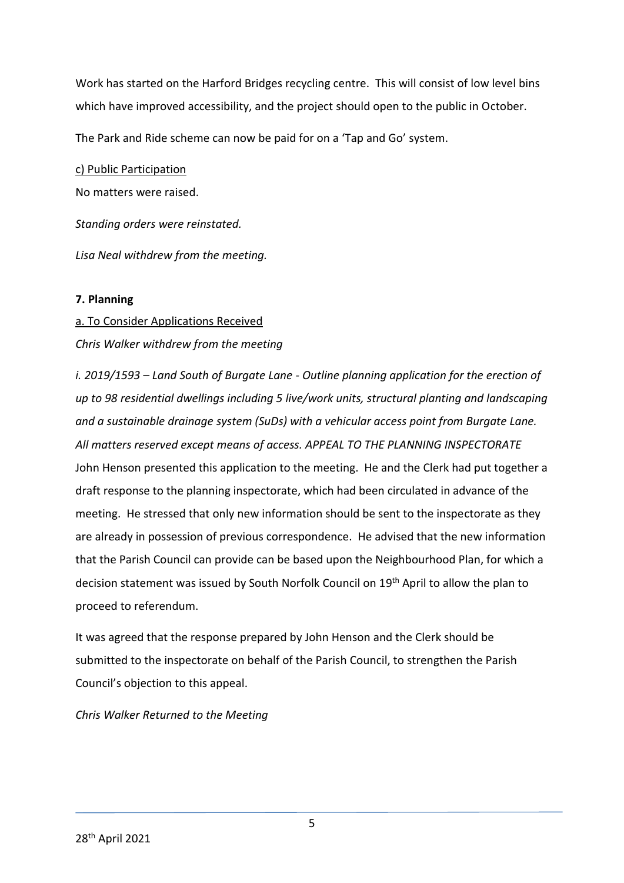Work has started on the Harford Bridges recycling centre. This will consist of low level bins which have improved accessibility, and the project should open to the public in October.

The Park and Ride scheme can now be paid for on a 'Tap and Go' system.

c) Public Participation

No matters were raised.

*Standing orders were reinstated.*

*Lisa Neal withdrew from the meeting.*

**7. Planning**

a. To Consider Applications Received

*Chris Walker withdrew from the meeting*

*i. 2019/1593 – Land South of Burgate Lane - Outline planning application for the erection of up to 98 residential dwellings including 5 live/work units, structural planting and landscaping and a sustainable drainage system (SuDs) with a vehicular access point from Burgate Lane. All matters reserved except means of access. APPEAL TO THE PLANNING INSPECTORATE*

John Henson presented this application to the meeting. He and the Clerk had put together a draft response to the planning inspectorate, which had been circulated in advance of the meeting. He stressed that only new information should be sent to the inspectorate as they are already in possession of previous correspondence. He advised that the new information that the Parish Council can provide can be based upon the Neighbourhood Plan, for which a decision statement was issued by South Norfolk Council on 19th April to allow the plan to proceed to referendum.

It was agreed that the response prepared by John Henson and the Clerk should be submitted to the inspectorate on behalf of the Parish Council, to strengthen the Parish Council's objection to this appeal.

*Chris Walker Returned to the Meeting*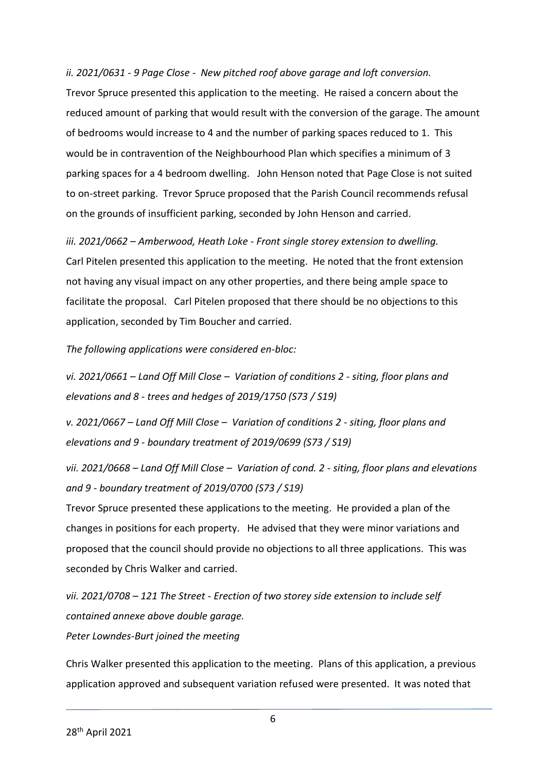*ii. 2021/0631 - 9 Page Close - New pitched roof above garage and loft conversion.*
Trevor Spruce presented this application to the meeting. He raised a concern about the reduced amount of parking that would result with the conversion of the garage. The amount of bedrooms would increase to 4 and the number of parking spaces reduced to 1. This would be in contravention of the Neighbourhood Plan which specifies a minimum of 3 parking spaces for a 4 bedroom dwelling. John Henson noted that Page Close is not suited to on-street parking. Trevor Spruce proposed that the Parish Council recommends refusal on the grounds of insufficient parking, seconded by John Henson and carried.

*iii. 2021/0662 – Amberwood, Heath Loke - Front single storey extension to dwelling.*
Carl Pitelen presented this application to the meeting. He noted that the front extension not having any visual impact on any other properties, and there being ample space to facilitate the proposal. Carl Pitelen proposed that there should be no objections to this application, seconded by Tim Boucher and carried.

*The following applications were considered en-bloc:*

*vi. 2021/0661 – Land Off Mill Close – Variation of conditions 2 - siting, floor plans and elevations and 8 - trees and hedges of 2019/1750 (S73 / S19)*

*v. 2021/0667 – Land Off Mill Close – Variation of conditions 2 - siting, floor plans and elevations and 9 - boundary treatment of 2019/0699 (S73 / S19)*

*vii. 2021/0668 – Land Off Mill Close – Variation of cond. 2 - siting, floor plans and elevations and 9 - boundary treatment of 2019/0700 (S73 / S19)*
Trevor Spruce presented these applications to the meeting. He provided a plan of the changes in positions for each property. He advised that they were minor variations and proposed that the council should provide no objections to all three applications. This was seconded by Chris Walker and carried.

*vii. 2021/0708 – 121 The Street - Erection of two storey side extension to include self contained annexe above double garage.*
*Peter Lowndes-Burt joined the meeting*

Chris Walker presented this application to the meeting. Plans of this application, a previous application approved and subsequent variation refused were presented. It was noted that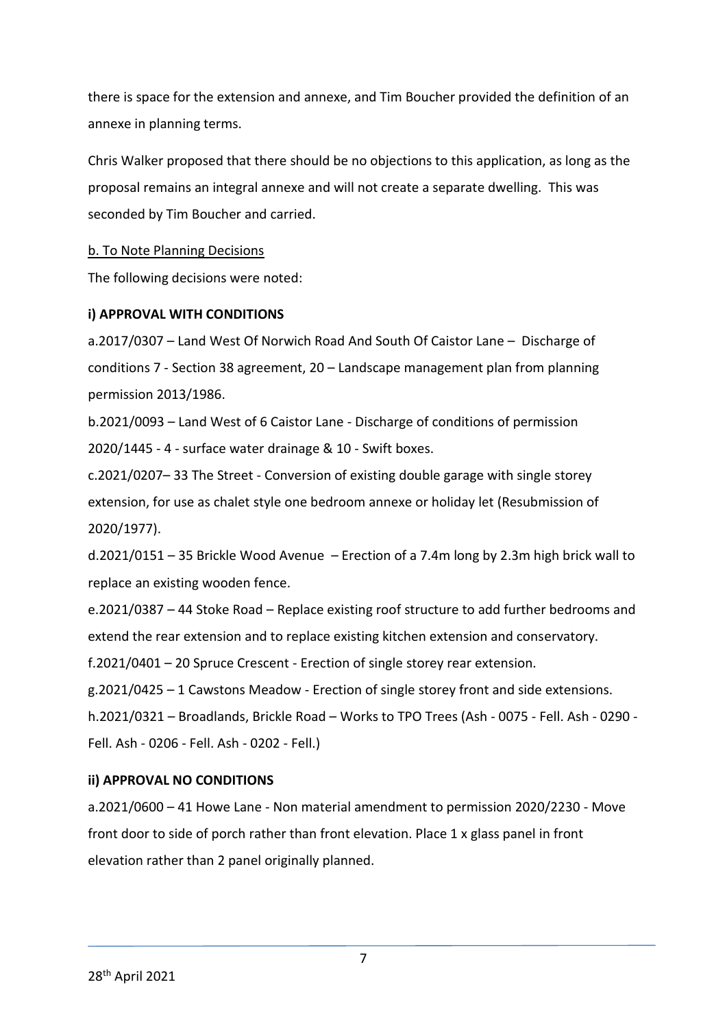there is space for the extension and annexe, and Tim Boucher provided the definition of an annexe in planning terms.

Chris Walker proposed that there should be no objections to this application, as long as the proposal remains an integral annexe and will not create a separate dwelling. This was seconded by Tim Boucher and carried.

<u>b. To Note Planning Decisions</u>

The following decisions were noted:

**i) APPROVAL WITH CONDITIONS**

a.2017/0307 – Land West Of Norwich Road And South Of Caistor Lane – Discharge of conditions 7 - Section 38 agreement, 20 – Landscape management plan from planning permission 2013/1986.

b.2021/0093 – Land West of 6 Caistor Lane - Discharge of conditions of permission 2020/1445 - 4 - surface water drainage & 10 - Swift boxes.

c.2021/0207– 33 The Street - Conversion of existing double garage with single storey extension, for use as chalet style one bedroom annexe or holiday let (Resubmission of 2020/1977).

d.2021/0151 – 35 Brickle Wood Avenue – Erection of a 7.4m long by 2.3m high brick wall to replace an existing wooden fence.

e.2021/0387 – 44 Stoke Road – Replace existing roof structure to add further bedrooms and extend the rear extension and to replace existing kitchen extension and conservatory.

f.2021/0401 – 20 Spruce Crescent - Erection of single storey rear extension.

g.2021/0425 – 1 Cawstons Meadow - Erection of single storey front and side extensions.

h.2021/0321 – Broadlands, Brickle Road – Works to TPO Trees (Ash - 0075 - Fell. Ash - 0290 - Fell. Ash - 0206 - Fell. Ash - 0202 - Fell.)

**ii) APPROVAL NO CONDITIONS**

a.2021/0600 – 41 Howe Lane - Non material amendment to permission 2020/2230 - Move front door to side of porch rather than front elevation. Place 1 x glass panel in front elevation rather than 2 panel originally planned.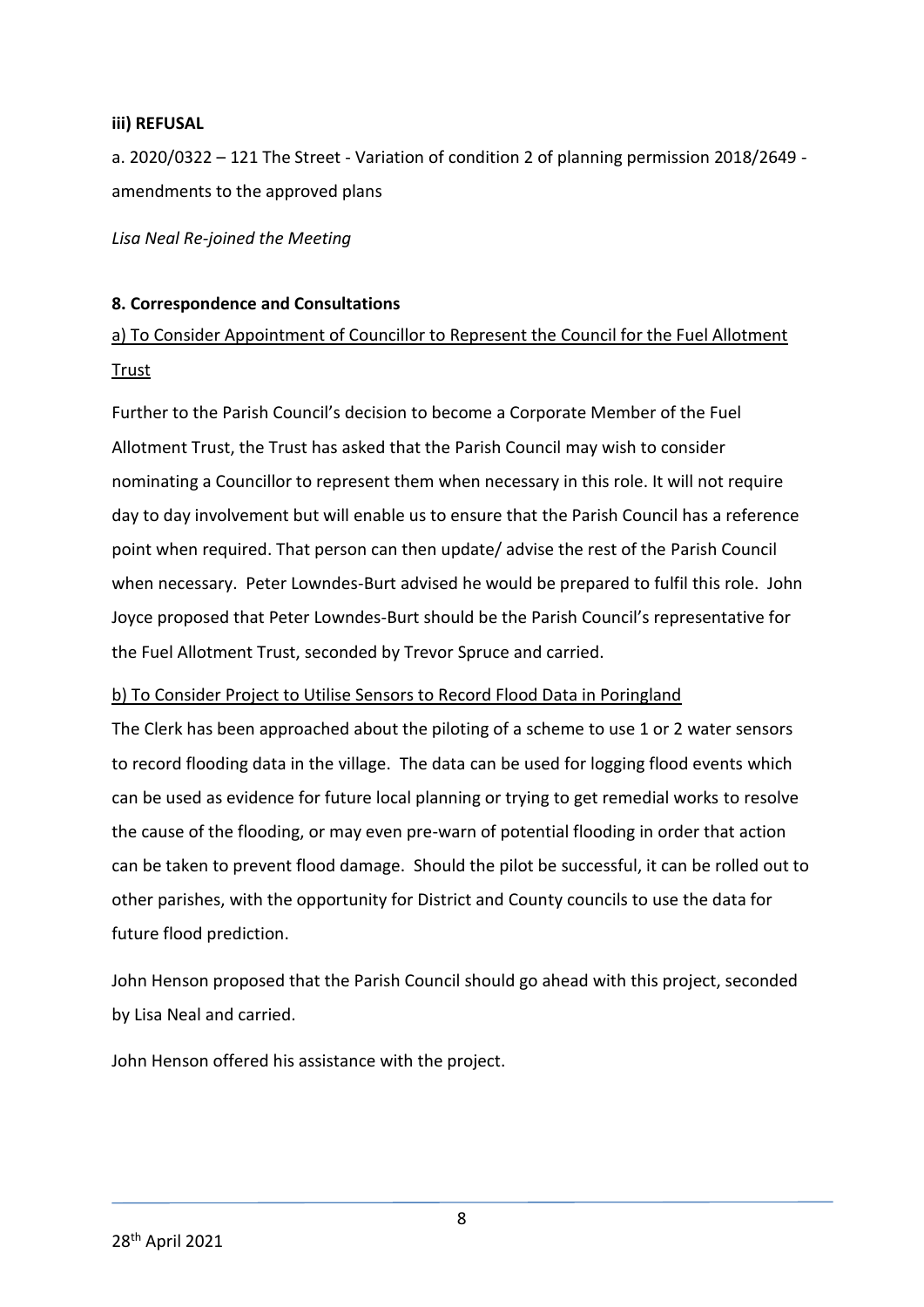**iii) REFUSAL**

a. 2020/0322 – 121 The Street - Variation of condition 2 of planning permission 2018/2649 - amendments to the approved plans

*Lisa Neal Re-joined the Meeting*

**8. Correspondence and Consultations**

a) To Consider Appointment of Councillor to Represent the Council for the Fuel Allotment Trust

Further to the Parish Council's decision to become a Corporate Member of the Fuel Allotment Trust, the Trust has asked that the Parish Council may wish to consider nominating a Councillor to represent them when necessary in this role. It will not require day to day involvement but will enable us to ensure that the Parish Council has a reference point when required. That person can then update/ advise the rest of the Parish Council when necessary. Peter Lowndes-Burt advised he would be prepared to fulfil this role. John Joyce proposed that Peter Lowndes-Burt should be the Parish Council's representative for the Fuel Allotment Trust, seconded by Trevor Spruce and carried.

b) To Consider Project to Utilise Sensors to Record Flood Data in Poringland

The Clerk has been approached about the piloting of a scheme to use 1 or 2 water sensors to record flooding data in the village. The data can be used for logging flood events which can be used as evidence for future local planning or trying to get remedial works to resolve the cause of the flooding, or may even pre-warn of potential flooding in order that action can be taken to prevent flood damage. Should the pilot be successful, it can be rolled out to other parishes, with the opportunity for District and County councils to use the data for future flood prediction.

John Henson proposed that the Parish Council should go ahead with this project, seconded by Lisa Neal and carried.

John Henson offered his assistance with the project.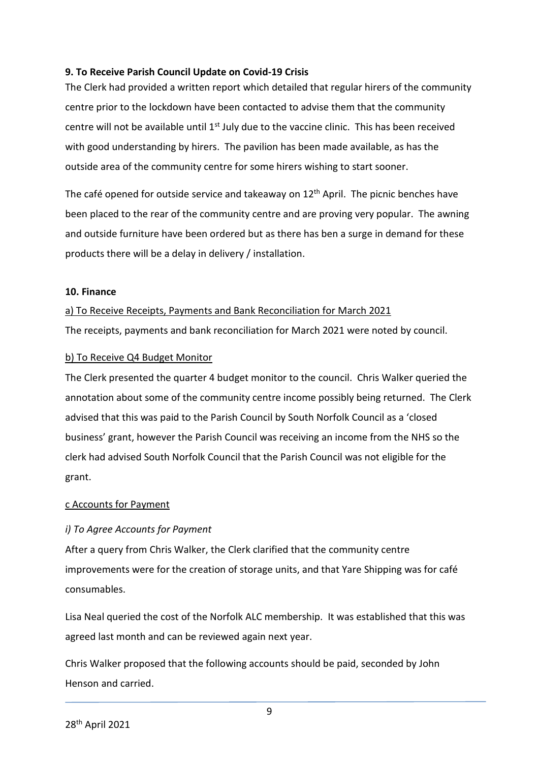**9. To Receive Parish Council Update on Covid-19 Crisis**

The Clerk had provided a written report which detailed that regular hirers of the community centre prior to the lockdown have been contacted to advise them that the community centre will not be available until 1st July due to the vaccine clinic. This has been received with good understanding by hirers. The pavilion has been made available, as has the outside area of the community centre for some hirers wishing to start sooner.

The café opened for outside service and takeaway on 12th April. The picnic benches have been placed to the rear of the community centre and are proving very popular. The awning and outside furniture have been ordered but as there has ben a surge in demand for these products there will be a delay in delivery / installation.

**10. Finance**

a) To Receive Receipts, Payments and Bank Reconciliation for March 2021

The receipts, payments and bank reconciliation for March 2021 were noted by council.

b) To Receive Q4 Budget Monitor

The Clerk presented the quarter 4 budget monitor to the council. Chris Walker queried the annotation about some of the community centre income possibly being returned. The Clerk advised that this was paid to the Parish Council by South Norfolk Council as a 'closed business' grant, however the Parish Council was receiving an income from the NHS so the clerk had advised South Norfolk Council that the Parish Council was not eligible for the grant.

c Accounts for Payment

*i) To Agree Accounts for Payment*

After a query from Chris Walker, the Clerk clarified that the community centre improvements were for the creation of storage units, and that Yare Shipping was for café consumables.

Lisa Neal queried the cost of the Norfolk ALC membership. It was established that this was agreed last month and can be reviewed again next year.

Chris Walker proposed that the following accounts should be paid, seconded by John Henson and carried.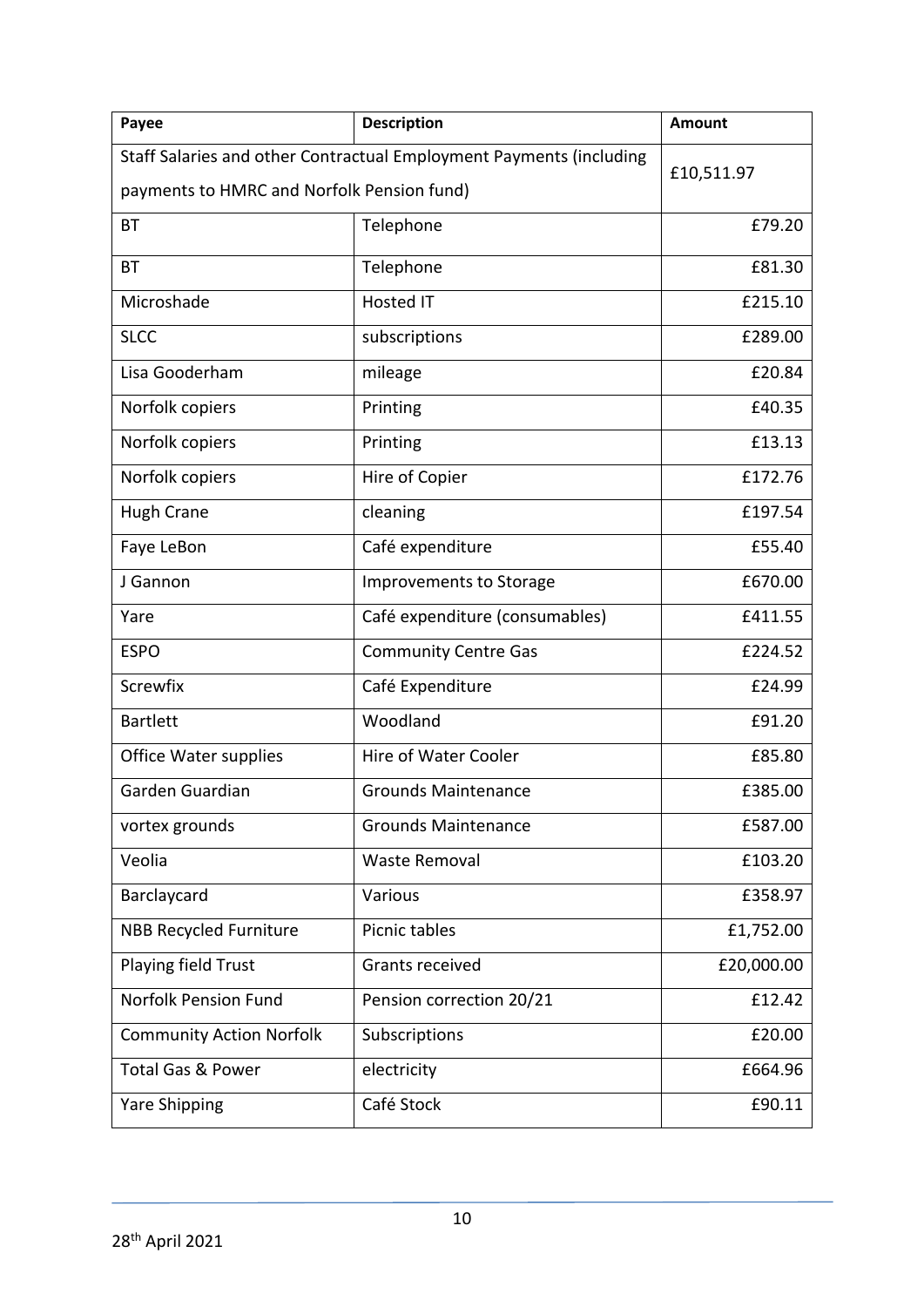| Payee | Description | Amount |
|---|---|---|
| Staff Salaries and other Contractual Employment Payments (including payments to HMRC and Norfolk Pension fund) | | £10,511.97 |
| BT | Telephone | £79.20 |
| BT | Telephone | £81.30 |
| Microshade | Hosted IT | £215.10 |
| SLCC | subscriptions | £289.00 |
| Lisa Gooderham | mileage | £20.84 |
| Norfolk copiers | Printing | £40.35 |
| Norfolk copiers | Printing | £13.13 |
| Norfolk copiers | Hire of Copier | £172.76 |
| Hugh Crane | cleaning | £197.54 |
| Faye LeBon | Café expenditure | £55.40 |
| J Gannon | Improvements to Storage | £670.00 |
| Yare | Café expenditure (consumables) | £411.55 |
| ESPO | Community Centre Gas | £224.52 |
| Screwfix | Café Expenditure | £24.99 |
| Bartlett | Woodland | £91.20 |
| Office Water supplies | Hire of Water Cooler | £85.80 |
| Garden Guardian | Grounds Maintenance | £385.00 |
| vortex grounds | Grounds Maintenance | £587.00 |
| Veolia | Waste Removal | £103.20 |
| Barclaycard | Various | £358.97 |
| NBB Recycled Furniture | Picnic tables | £1,752.00 |
| Playing field Trust | Grants received | £20,000.00 |
| Norfolk Pension Fund | Pension correction 20/21 | £12.42 |
| Community Action Norfolk | Subscriptions | £20.00 |
| Total Gas & Power | electricity | £664.96 |
| Yare Shipping | Café Stock | £90.11 |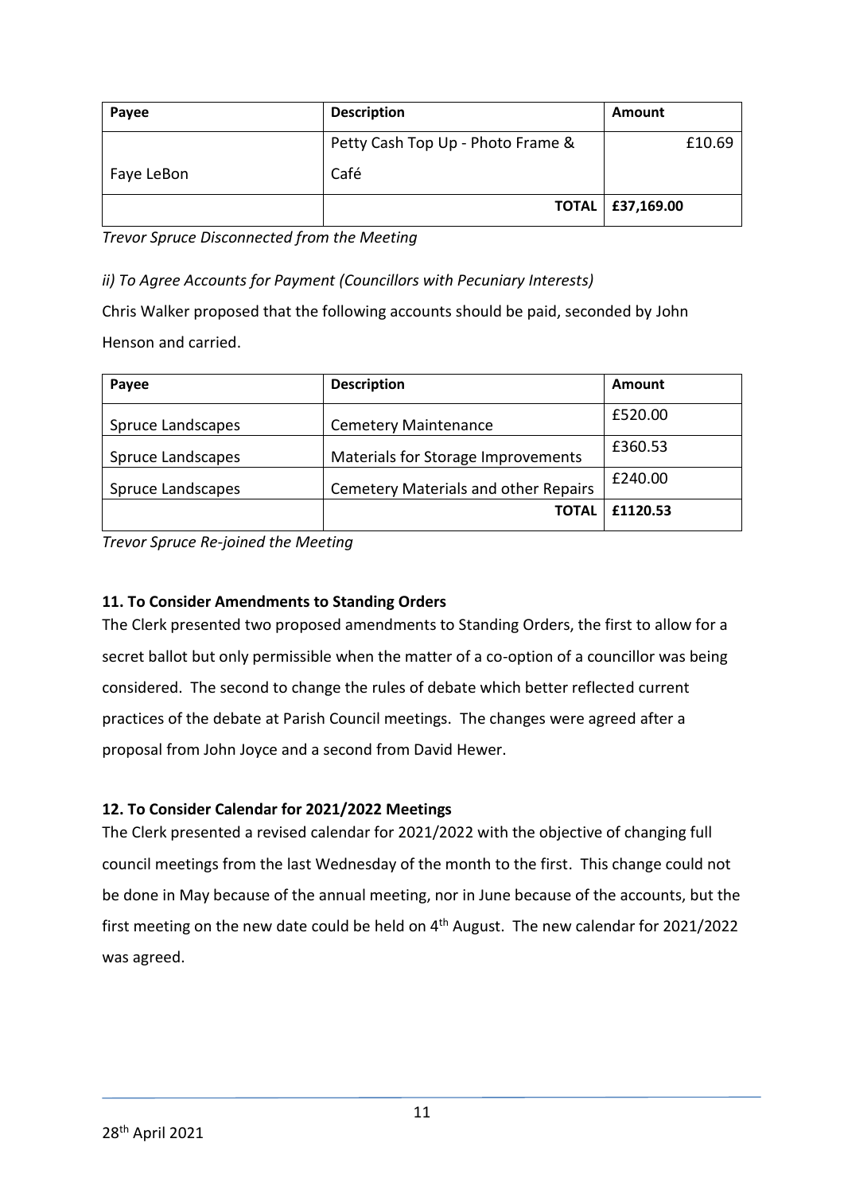| Payee | Description | Amount |
| --- | --- | --- |
| Faye LeBon | Petty Cash Top Up - Photo Frame & Café | £10.69 |
| | **TOTAL** | **£37,169.00** |

*Trevor Spruce Disconnected from the Meeting*

*ii) To Agree Accounts for Payment (Councillors with Pecuniary Interests)*

Chris Walker proposed that the following accounts should be paid, seconded by John Henson and carried.

| Payee | Description | Amount |
| --- | --- | --- |
| Spruce Landscapes | Cemetery Maintenance | £520.00 |
| Spruce Landscapes | Materials for Storage Improvements | £360.53 |
| Spruce Landscapes | Cemetery Materials and other Repairs | £240.00 |
| | **TOTAL** | **£1120.53** |

*Trevor Spruce Re-joined the Meeting*

**11. To Consider Amendments to Standing Orders**

The Clerk presented two proposed amendments to Standing Orders, the first to allow for a secret ballot but only permissible when the matter of a co-option of a councillor was being considered. The second to change the rules of debate which better reflected current practices of the debate at Parish Council meetings. The changes were agreed after a proposal from John Joyce and a second from David Hewer.

**12. To Consider Calendar for 2021/2022 Meetings**

The Clerk presented a revised calendar for 2021/2022 with the objective of changing full council meetings from the last Wednesday of the month to the first. This change could not be done in May because of the annual meeting, nor in June because of the accounts, but the first meeting on the new date could be held on 4th August. The new calendar for 2021/2022 was agreed.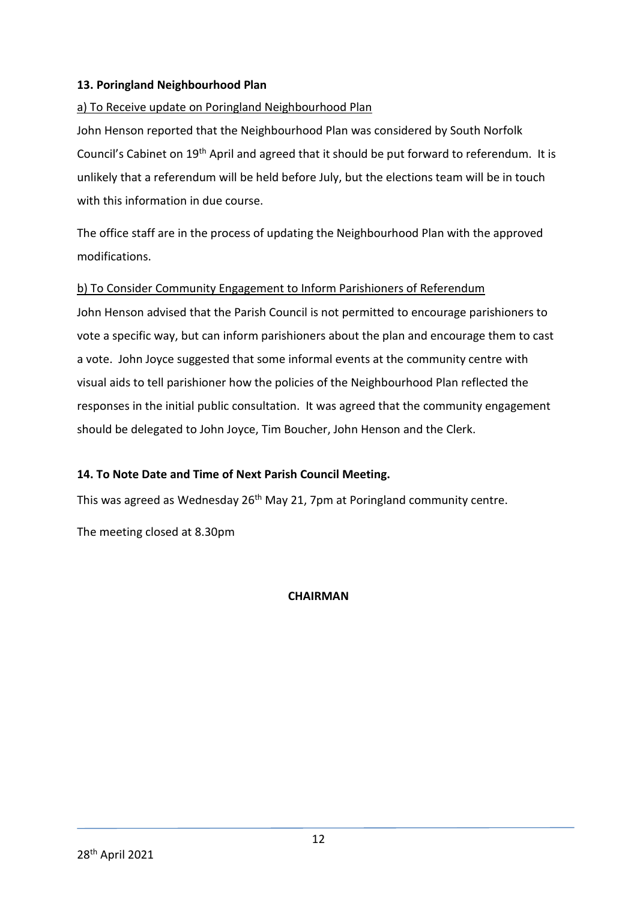**13. Poringland Neighbourhood Plan**

a) To Receive update on Poringland Neighbourhood Plan

John Henson reported that the Neighbourhood Plan was considered by South Norfolk Council's Cabinet on 19th April and agreed that it should be put forward to referendum. It is unlikely that a referendum will be held before July, but the elections team will be in touch with this information in due course.

The office staff are in the process of updating the Neighbourhood Plan with the approved modifications.

b) To Consider Community Engagement to Inform Parishioners of Referendum

John Henson advised that the Parish Council is not permitted to encourage parishioners to vote a specific way, but can inform parishioners about the plan and encourage them to cast a vote. John Joyce suggested that some informal events at the community centre with visual aids to tell parishioner how the policies of the Neighbourhood Plan reflected the responses in the initial public consultation. It was agreed that the community engagement should be delegated to John Joyce, Tim Boucher, John Henson and the Clerk.

**14. To Note Date and Time of Next Parish Council Meeting.**

This was agreed as Wednesday 26th May 21, 7pm at Poringland community centre.

The meeting closed at 8.30pm

**CHAIRMAN**